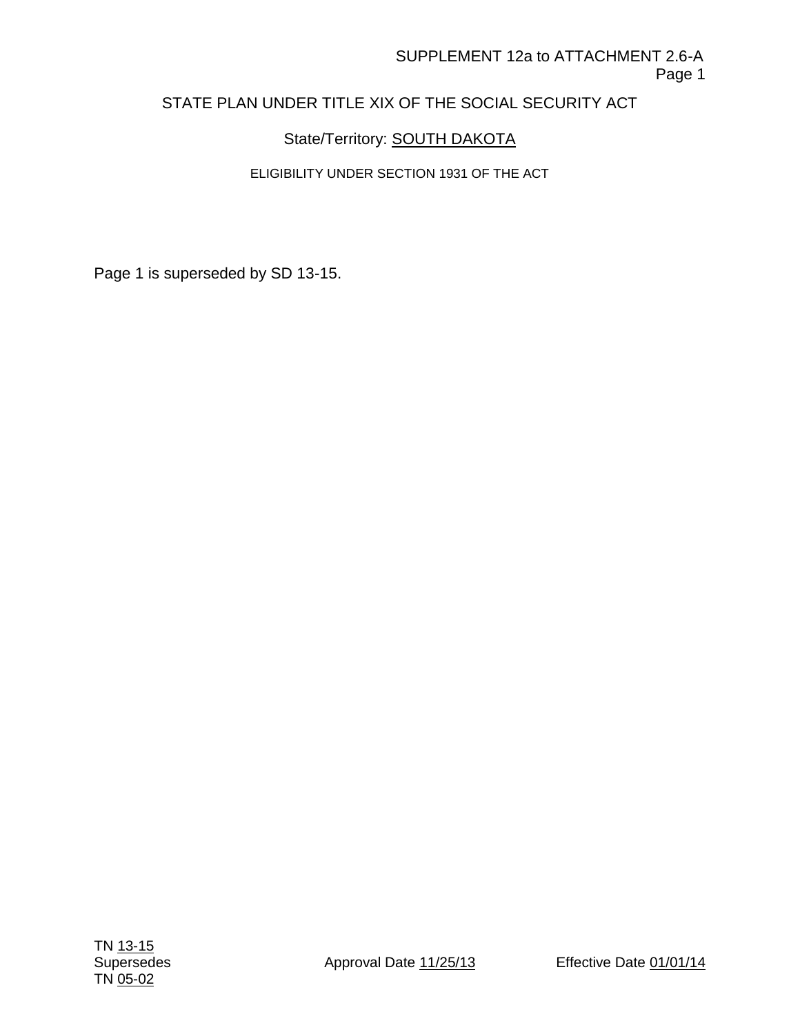SUPPLEMENT 12a to ATTACHMENT 2.6-A

STATE PLAN UNDER TITLE XIX OF THE SOCIAL SECURITY ACT

State/Territory: SOUTH DAKOTA

ELIGIBILITY UNDER SECTION 1931 OF THE ACT

Page 1 is superseded by SD 13-15.

TN 13-15
Supersedes
TN 05-02

Approval Date 11/25/13

Effective Date 01/01/14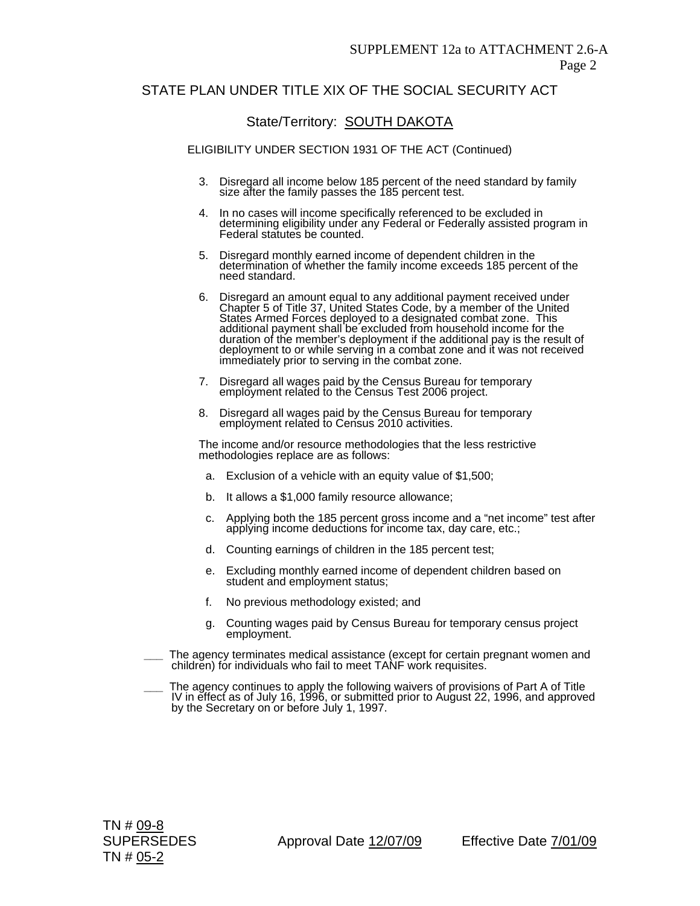STATE PLAN UNDER TITLE XIX OF THE SOCIAL SECURITY ACT

State/Territory: SOUTH DAKOTA

ELIGIBILITY UNDER SECTION 1931 OF THE ACT (Continued)

3. Disregard all income below 185 percent of the need standard by family size after the family passes the 185 percent test.

4. In no cases will income specifically referenced to be excluded in determining eligibility under any Federal or Federally assisted program in Federal statutes be counted.

5. Disregard monthly earned income of dependent children in the determination of whether the family income exceeds 185 percent of the need standard.

6. Disregard an amount equal to any additional payment received under Chapter 5 of Title 37, United States Code, by a member of the United States Armed Forces deployed to a designated combat zone. This additional payment shall be excluded from household income for the duration of the member's deployment if the additional pay is the result of deployment to or while serving in a combat zone and it was not received immediately prior to serving in the combat zone.

7. Disregard all wages paid by the Census Bureau for temporary employment related to the Census Test 2006 project.

8. Disregard all wages paid by the Census Bureau for temporary employment related to Census 2010 activities.

The income and/or resource methodologies that the less restrictive methodologies replace are as follows:

a. Exclusion of a vehicle with an equity value of $1,500;

b. It allows a $1,000 family resource allowance;

c. Applying both the 185 percent gross income and a "net income" test after applying income deductions for income tax, day care, etc.;

d. Counting earnings of children in the 185 percent test;

e. Excluding monthly earned income of dependent children based on student and employment status;

f. No previous methodology existed; and

g. Counting wages paid by Census Bureau for temporary census project employment.

___ The agency terminates medical assistance (except for certain pregnant women and children) for individuals who fail to meet TANF work requisites.

___ The agency continues to apply the following waivers of provisions of Part A of Title IV in effect as of July 16, 1996, or submitted prior to August 22, 1996, and approved by the Secretary on or before July 1, 1997.

TN # 09-8
SUPERSEDES
TN # 05-2

Approval Date 12/07/09 Effective Date 7/01/09